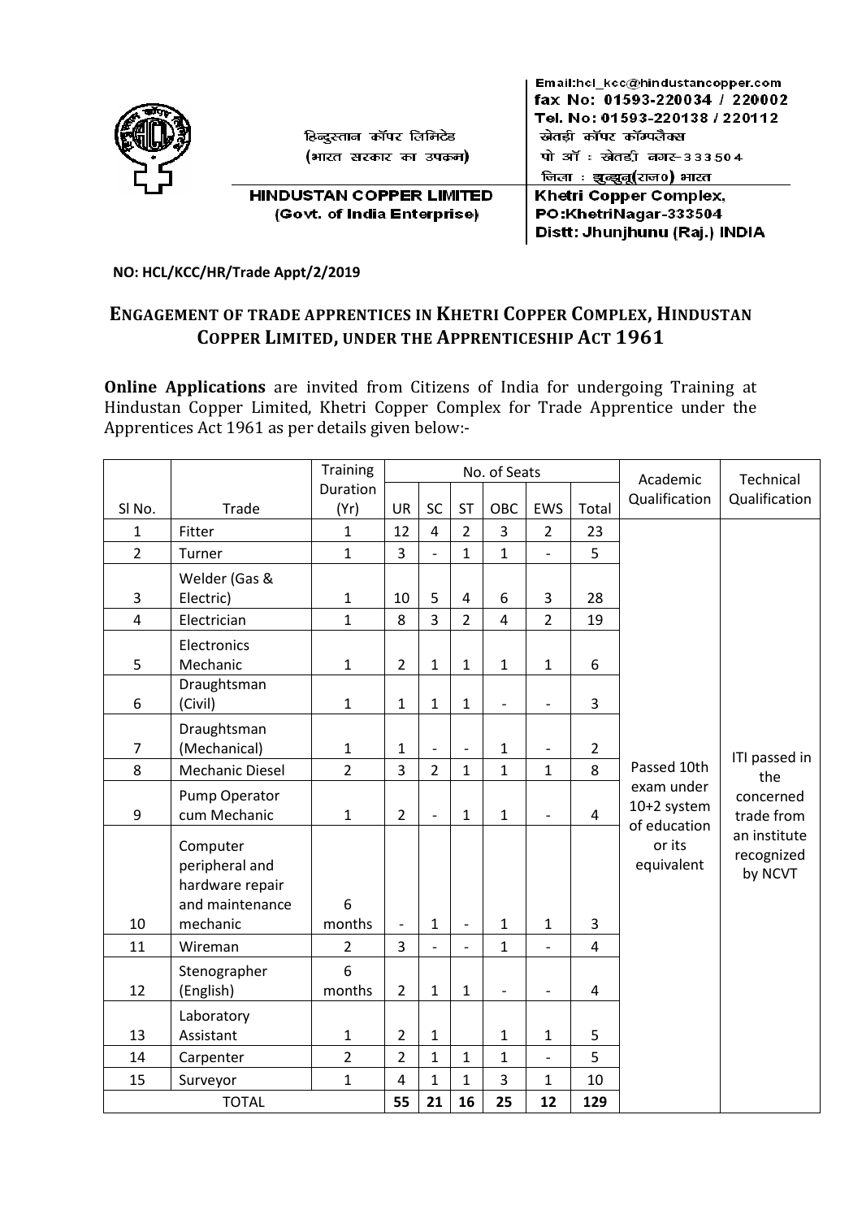हिन्दुस्तान कॉपर लिमिटेड
(भारत सरकार का उपक्रम)

**HINDUSTAN COPPER LIMITED**
(Govt. of India Enterprise)

Email:hcl_kcc@hindustancopper.com
fax No: 01593-220034 / 220002
Tel. No: 01593-220138 / 220112
खेतड़ी कॉपर कॉम्पलैक्स
पो ऑ : खेतड़ी नगर-333504
जिला : झुन्झुनू(राज०) भारत

**Khetri Copper Complex,**
**PO:KhetriNagar-333504**
**Distt: Jhunjhunu (Raj.) INDIA**

**NO: HCL/KCC/HR/Trade Appt/2/2019**

## ENGAGEMENT OF TRADE APPRENTICES IN KHETRI COPPER COMPLEX, HINDUSTAN COPPER LIMITED, UNDER THE APPRENTICESHIP ACT 1961

**Online Applications** are invited from Citizens of India for undergoing Training at Hindustan Copper Limited, Khetri Copper Complex for Trade Apprentice under the Apprentices Act 1961 as per details given below:-

| Sl No. | Trade | Training Duration (Yr) | No. of Seats | | | | | | Academic Qualification | Technical Qualification |
|---|---|---|---|---|---|---|---|---|---|---|
| | | | UR | SC | ST | OBC | EWS | Total | | |
| 1 | Fitter | 1 | 12 | 4 | 2 | 3 | 2 | 23 | Passed 10th exam under 10+2 system of education or its equivalent | ITI passed in the concerned trade from an institute recognized by NCVT |
| 2 | Turner | 1 | 3 | - | 1 | 1 | - | 5 | | |
| 3 | Welder (Gas & Electric) | 1 | 10 | 5 | 4 | 6 | 3 | 28 | | |
| 4 | Electrician | 1 | 8 | 3 | 2 | 4 | 2 | 19 | | |
| 5 | Electronics Mechanic | 1 | 2 | 1 | 1 | 1 | 1 | 6 | | |
| 6 | Draughtsman (Civil) | 1 | 1 | 1 | 1 | - | - | 3 | | |
| 7 | Draughtsman (Mechanical) | 1 | 1 | - | - | 1 | - | 2 | | |
| 8 | Mechanic Diesel | 2 | 3 | 2 | 1 | 1 | 1 | 8 | | |
| 9 | Pump Operator cum Mechanic | 1 | 2 | - | 1 | 1 | - | 4 | | |
| 10 | Computer peripheral and hardware repair and maintenance mechanic | 6 months | - | 1 | - | 1 | 1 | 3 | | |
| 11 | Wireman | 2 | 3 | - | - | 1 | - | 4 | | |
| 12 | Stenographer (English) | 6 months | 2 | 1 | 1 | - | - | 4 | | |
| 13 | Laboratory Assistant | 1 | 2 | 1 | | 1 | 1 | 5 | | |
| 14 | Carpenter | 2 | 2 | 1 | 1 | 1 | - | 5 | | |
| 15 | Surveyor | 1 | 4 | 1 | 1 | 3 | 1 | 10 | | |
| TOTAL | | | 55 | 21 | 16 | 25 | 12 | 129 | | |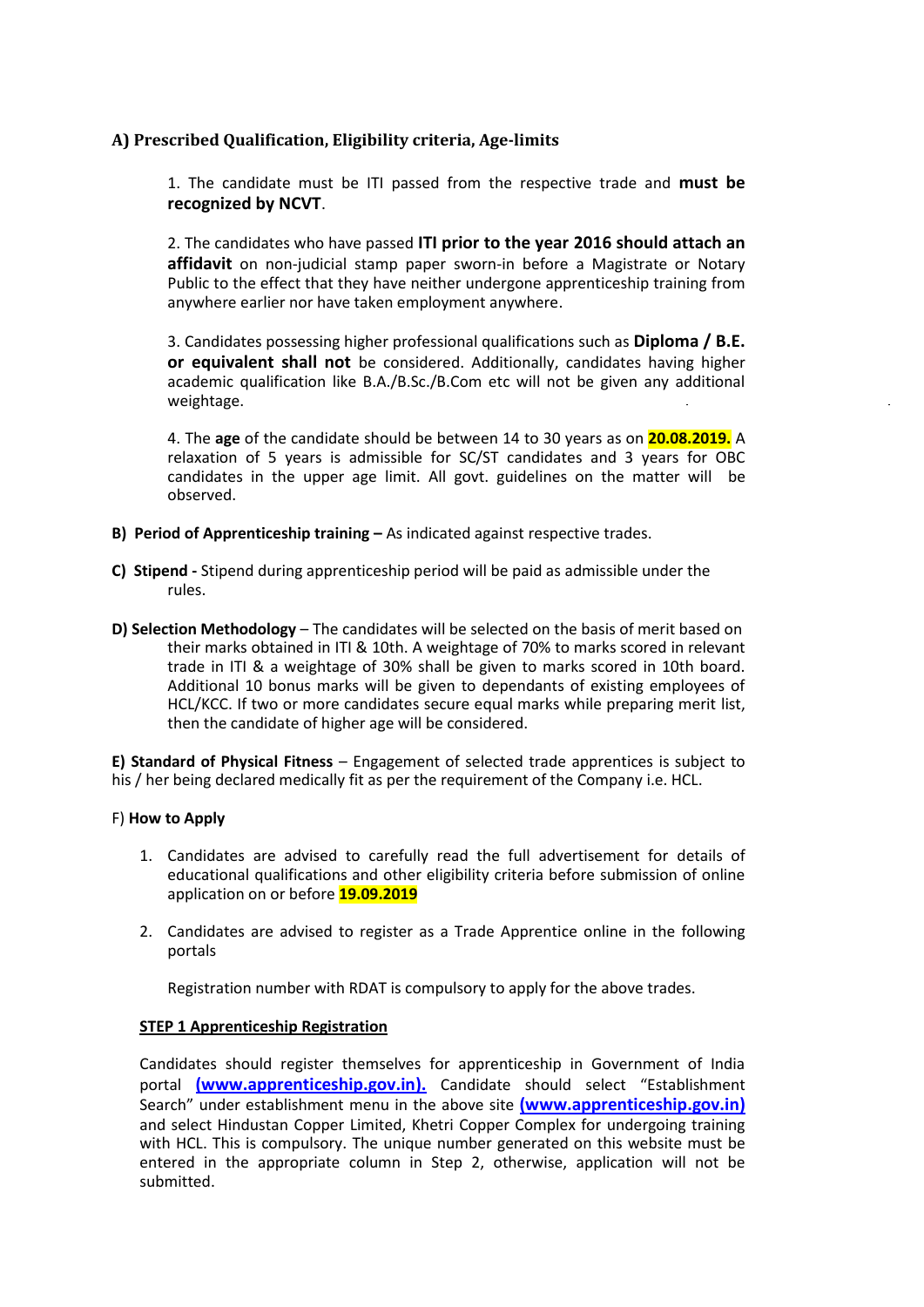## A) Prescribed Qualification, Eligibility criteria, Age-limits

1. The candidate must be ITI passed from the respective trade and **must be recognized by NCVT**.

2. The candidates who have passed **ITI prior to the year 2016 should attach an affidavit** on non-judicial stamp paper sworn-in before a Magistrate or Notary Public to the effect that they have neither undergone apprenticeship training from anywhere earlier nor have taken employment anywhere.

3. Candidates possessing higher professional qualifications such as **Diploma / B.E. or equivalent shall not** be considered. Additionally, candidates having higher academic qualification like B.A./B.Sc./B.Com etc will not be given any additional weightage.

4. The **age** of the candidate should be between 14 to 30 years as on **20.08.2019.** A relaxation of 5 years is admissible for SC/ST candidates and 3 years for OBC candidates in the upper age limit. All govt. guidelines on the matter will be observed.

**B) Period of Apprenticeship training –** As indicated against respective trades.

**C) Stipend -** Stipend during apprenticeship period will be paid as admissible under the rules.

**D) Selection Methodology** – The candidates will be selected on the basis of merit based on their marks obtained in ITI & 10th. A weightage of 70% to marks scored in relevant trade in ITI & a weightage of 30% shall be given to marks scored in 10th board. Additional 10 bonus marks will be given to dependants of existing employees of HCL/KCC. If two or more candidates secure equal marks while preparing merit list, then the candidate of higher age will be considered.

**E) Standard of Physical Fitness** – Engagement of selected trade apprentices is subject to his / her being declared medically fit as per the requirement of the Company i.e. HCL.

F) **How to Apply**

1. Candidates are advised to carefully read the full advertisement for details of educational qualifications and other eligibility criteria before submission of online application on or before **19.09.2019**

2. Candidates are advised to register as a Trade Apprentice online in the following portals

   Registration number with RDAT is compulsory to apply for the above trades.

**STEP 1 Apprenticeship Registration**

Candidates should register themselves for apprenticeship in Government of India portal **(www.apprenticeship.gov.in).** Candidate should select "Establishment Search" under establishment menu in the above site **(www.apprenticeship.gov.in)** and select Hindustan Copper Limited, Khetri Copper Complex for undergoing training with HCL. This is compulsory. The unique number generated on this website must be entered in the appropriate column in Step 2, otherwise, application will not be submitted.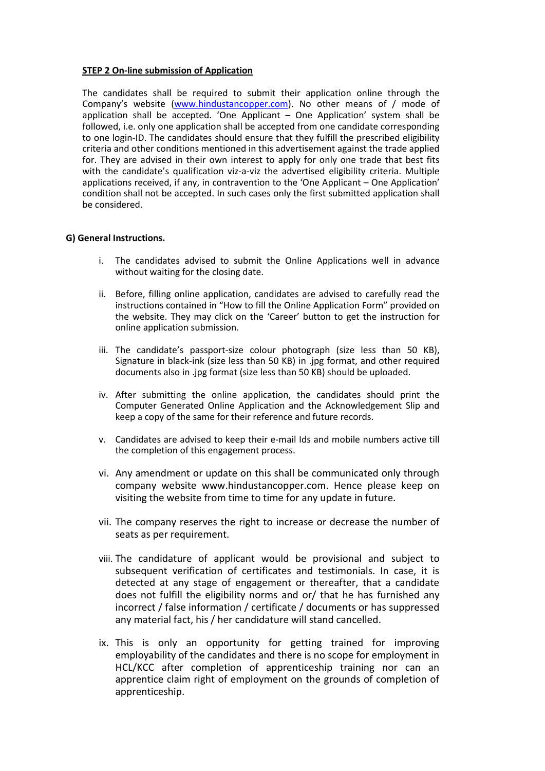**STEP 2 On-line submission of Application**

The candidates shall be required to submit their application online through the Company's website (www.hindustancopper.com). No other means of / mode of application shall be accepted. 'One Applicant – One Application' system shall be followed, i.e. only one application shall be accepted from one candidate corresponding to one login-ID. The candidates should ensure that they fulfill the prescribed eligibility criteria and other conditions mentioned in this advertisement against the trade applied for. They are advised in their own interest to apply for only one trade that best fits with the candidate's qualification viz-a-viz the advertised eligibility criteria. Multiple applications received, if any, in contravention to the 'One Applicant – One Application' condition shall not be accepted. In such cases only the first submitted application shall be considered.

**G) General Instructions.**

i. The candidates advised to submit the Online Applications well in advance without waiting for the closing date.

ii. Before, filling online application, candidates are advised to carefully read the instructions contained in "How to fill the Online Application Form" provided on the website. They may click on the 'Career' button to get the instruction for online application submission.

iii. The candidate's passport-size colour photograph (size less than 50 KB), Signature in black-ink (size less than 50 KB) in .jpg format, and other required documents also in .jpg format (size less than 50 KB) should be uploaded.

iv. After submitting the online application, the candidates should print the Computer Generated Online Application and the Acknowledgement Slip and keep a copy of the same for their reference and future records.

v. Candidates are advised to keep their e-mail Ids and mobile numbers active till the completion of this engagement process.

vi. Any amendment or update on this shall be communicated only through company website www.hindustancopper.com. Hence please keep on visiting the website from time to time for any update in future.

vii. The company reserves the right to increase or decrease the number of seats as per requirement.

viii. The candidature of applicant would be provisional and subject to subsequent verification of certificates and testimonials. In case, it is detected at any stage of engagement or thereafter, that a candidate does not fulfill the eligibility norms and or/ that he has furnished any incorrect / false information / certificate / documents or has suppressed any material fact, his / her candidature will stand cancelled.

ix. This is only an opportunity for getting trained for improving employability of the candidates and there is no scope for employment in HCL/KCC after completion of apprenticeship training nor can an apprentice claim right of employment on the grounds of completion of apprenticeship.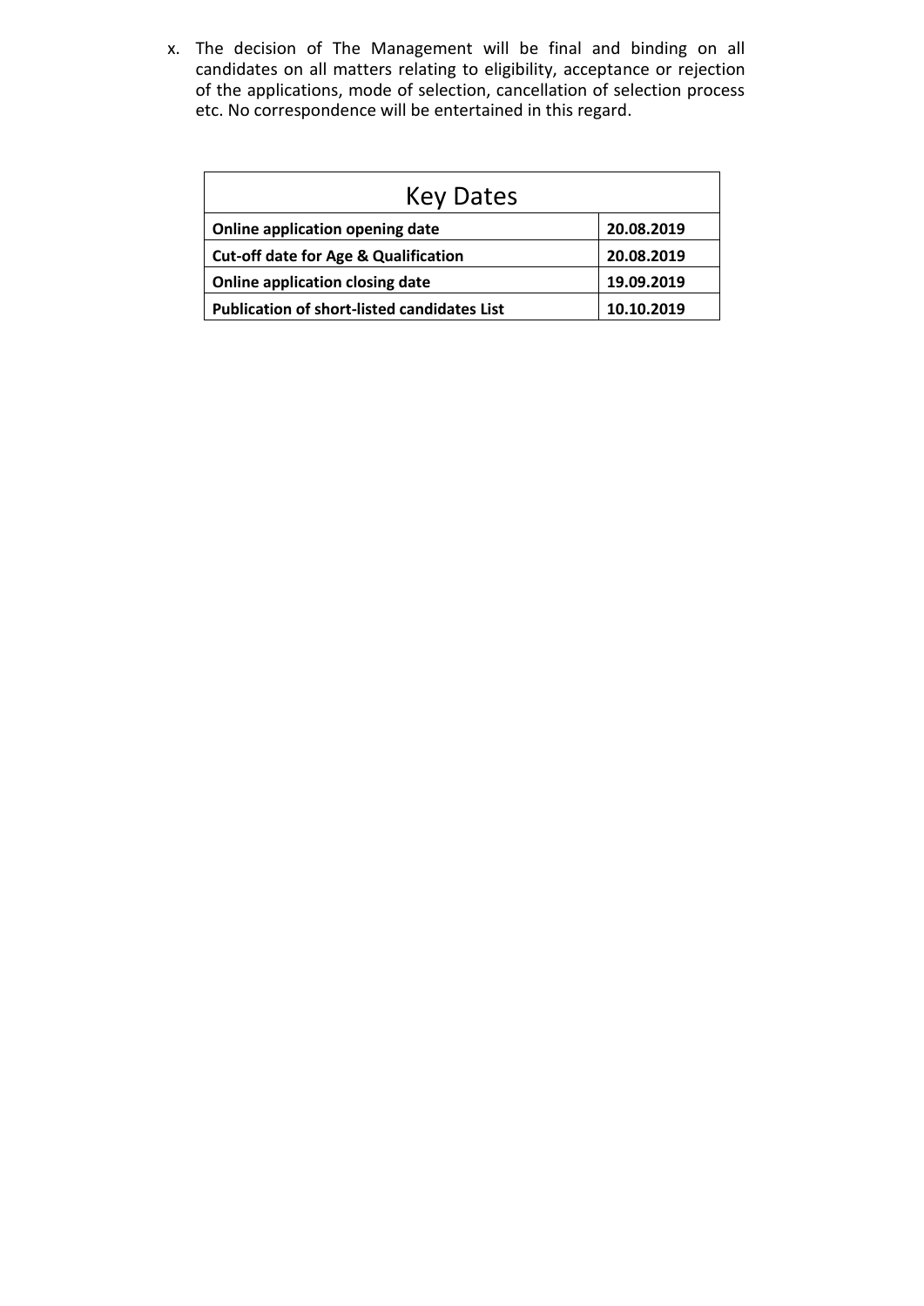x. The decision of The Management will be final and binding on all candidates on all matters relating to eligibility, acceptance or rejection of the applications, mode of selection, cancellation of selection process etc. No correspondence will be entertained in this regard.

| Key Dates | |
|---|---|
| **Online application opening date** | **20.08.2019** |
| **Cut-off date for Age & Qualification** | **20.08.2019** |
| **Online application closing date** | **19.09.2019** |
| **Publication of short-listed candidates List** | **10.10.2019** |